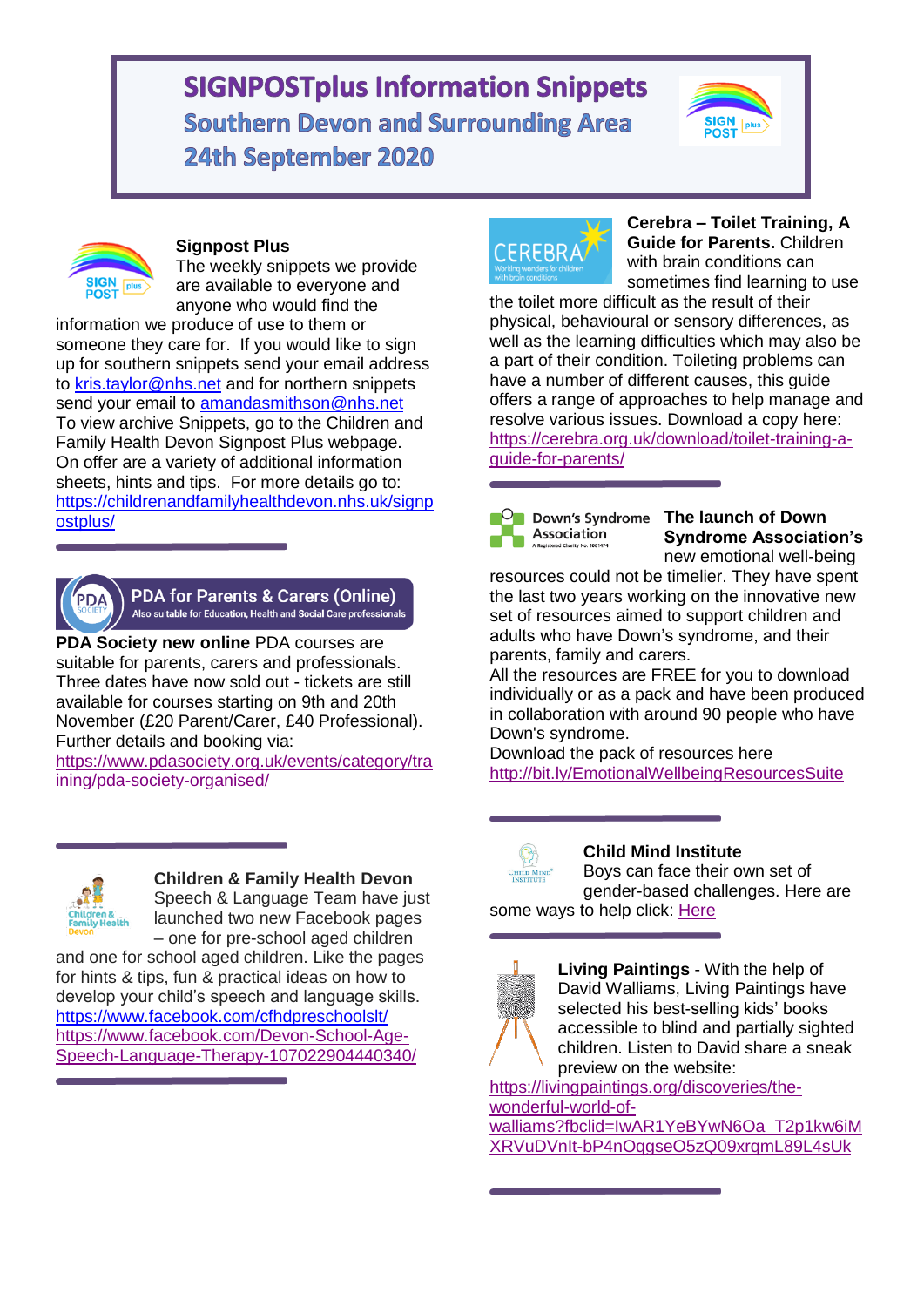# SIGNPOSTplus Information Snippets

## Southern Devon and Surrounding Area

## 24th September 2020

**Signpost Plus**
The weekly snippets we provide are available to everyone and anyone who would find the information we produce of use to them or someone they care for. If you would like to sign up for southern snippets send your email address to kris.taylor@nhs.net and for northern snippets send your email to amandasmithson@nhs.net
To view archive Snippets, go to the Children and Family Health Devon Signpost Plus webpage.
On offer are a variety of additional information sheets, hints and tips. For more details go to: https://childrenandfamilyhealthdevon.nhs.uk/signpostplus/

**PDA for Parents & Carers (Online)**
Also suitable for Education, Health and Social Care professionals

**PDA Society new online** PDA courses are suitable for parents, carers and professionals. Three dates have now sold out - tickets are still available for courses starting on 9th and 20th November (£20 Parent/Carer, £40 Professional). Further details and booking via:
https://www.pdasociety.org.uk/events/category/training/pda-society-organised/

**Children & Family Health Devon**
Speech & Language Team have just launched two new Facebook pages – one for pre-school aged children and one for school aged children. Like the pages for hints & tips, fun & practical ideas on how to develop your child's speech and language skills.
https://www.facebook.com/cfhdpreschoolslt/
https://www.facebook.com/Devon-School-Age-Speech-Language-Therapy-107022904440340/

**Cerebra – Toilet Training, A Guide for Parents.** Children with brain conditions can sometimes find learning to use the toilet more difficult as the result of their physical, behavioural or sensory differences, as well as the learning difficulties which may also be a part of their condition. Toileting problems can have a number of different causes, this guide offers a range of approaches to help manage and resolve various issues. Download a copy here:
https://cerebra.org.uk/download/toilet-training-a-guide-for-parents/

**The launch of Down Syndrome Association's** new emotional well-being resources could not be timelier. They have spent the last two years working on the innovative new set of resources aimed to support children and adults who have Down's syndrome, and their parents, family and carers.
All the resources are FREE for you to download individually or as a pack and have been produced in collaboration with around 90 people who have Down's syndrome.
Download the pack of resources here
http://bit.ly/EmotionalWellbeingResourcesSuite

**Child Mind Institute**
Boys can face their own set of gender-based challenges. Here are some ways to help click: Here

**Living Paintings** - With the help of David Walliams, Living Paintings have selected his best-selling kids' books accessible to blind and partially sighted children. Listen to David share a sneak preview on the website:
https://livingpaintings.org/discoveries/the-wonderful-world-of-walliams?fbclid=IwAR1YeBYwN6Oa_T2p1kw6iMXRVuDVnIt-bP4nOqgseO5zQ09xrqmL89L4sUk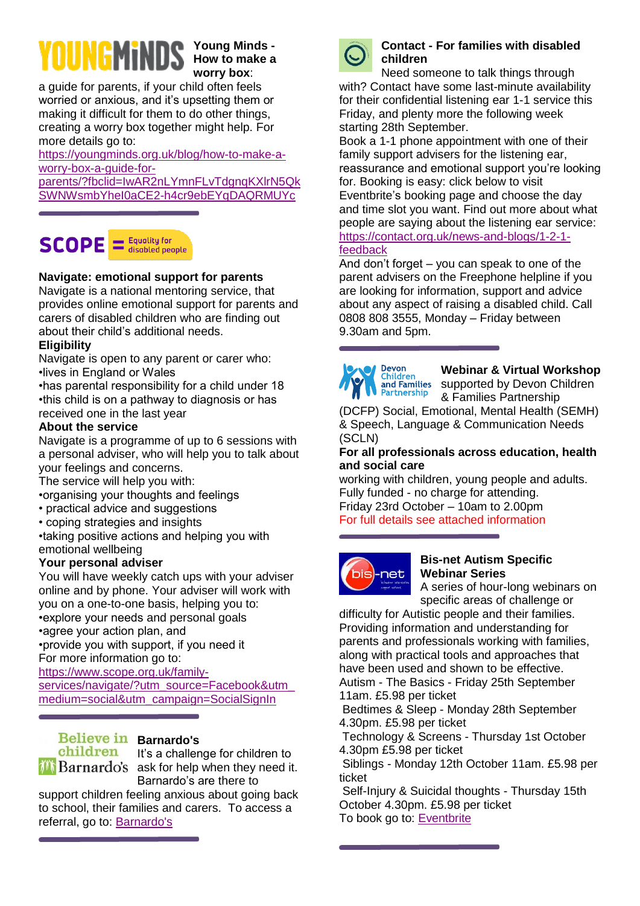**Young Minds - How to make a worry box**: a guide for parents, if your child often feels worried or anxious, and it's upsetting them or making it difficult for them to do other things, creating a worry box together might help. For more details go to: https://youngminds.org.uk/blog/how-to-make-a-worry-box-a-guide-for-parents/?fbclid=IwAR2nLYmnFLvTdgnqKXlrN5QkSWNWsmbYheI0aCE2-h4cr9ebEYqDAQRMUYc

**Navigate: emotional support for parents**

Navigate is a national mentoring service, that provides online emotional support for parents and carers of disabled children who are finding out about their child's additional needs.

**Eligibility**

Navigate is open to any parent or carer who:

- lives in England or Wales
- has parental responsibility for a child under 18
- this child is on a pathway to diagnosis or has received one in the last year

**About the service**

Navigate is a programme of up to 6 sessions with a personal adviser, who will help you to talk about your feelings and concerns.

The service will help you with:

- organising your thoughts and feelings
- practical advice and suggestions
- coping strategies and insights
- taking positive actions and helping you with emotional wellbeing

**Your personal adviser**

You will have weekly catch ups with your adviser online and by phone. Your adviser will work with you on a one-to-one basis, helping you to:

- explore your needs and personal goals
- agree your action plan, and
- provide you with support, if you need it

For more information go to: https://www.scope.org.uk/family-services/navigate/?utm_source=Facebook&utm_medium=social&utm_campaign=SocialSignIn

**Barnardo's**

It's a challenge for children to ask for help when they need it. Barnardo's are there to support children feeling anxious about going back to school, their families and carers. To access a referral, go to: Barnardo's

**Contact - For families with disabled children**

Need someone to talk things through with? Contact have some last-minute availability for their confidential listening ear 1-1 service this Friday, and plenty more the following week starting 28th September.

Book a 1-1 phone appointment with one of their family support advisers for the listening ear, reassurance and emotional support you're looking for. Booking is easy: click below to visit Eventbrite's booking page and choose the day and time slot you want. Find out more about what people are saying about the listening ear service: https://contact.org.uk/news-and-blogs/1-2-1-feedback

And don't forget – you can speak to one of the parent advisers on the Freephone helpline if you are looking for information, support and advice about any aspect of raising a disabled child. Call 0808 808 3555, Monday – Friday between 9.30am and 5pm.

**Webinar & Virtual Workshop** supported by Devon Children & Families Partnership (DCFP) Social, Emotional, Mental Health (SEMH) & Speech, Language & Communication Needs (SCLN)

**For all professionals across education, health and social care** working with children, young people and adults.

Fully funded - no charge for attending.

Friday 23rd October – 10am to 2.00pm

For full details see attached information

**Bis-net Autism Specific Webinar Series**

A series of hour-long webinars on specific areas of challenge or difficulty for Autistic people and their families. Providing information and understanding for parents and professionals working with families, along with practical tools and approaches that have been used and shown to be effective.

Autism - The Basics - Friday 25th September 11am. £5.98 per ticket

Bedtimes & Sleep - Monday 28th September 4.30pm. £5.98 per ticket

Technology & Screens - Thursday 1st October 4.30pm £5.98 per ticket

Siblings - Monday 12th October 11am. £5.98 per ticket

Self-Injury & Suicidal thoughts - Thursday 15th October 4.30pm. £5.98 per ticket

To book go to: Eventbrite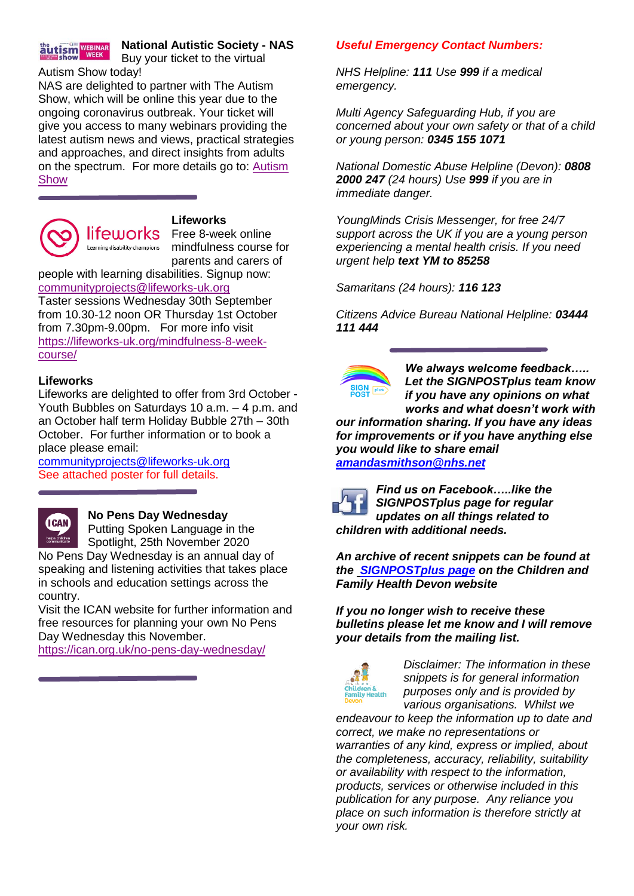**National Autistic Society - NAS**

Buy your ticket to the virtual Autism Show today!

NAS are delighted to partner with The Autism Show, which will be online this year due to the ongoing coronavirus outbreak. Your ticket will give you access to many webinars providing the latest autism news and views, practical strategies and approaches, and direct insights from adults on the spectrum. For more details go to: Autism Show

**Lifeworks**

Free 8-week online mindfulness course for parents and carers of people with learning disabilities. Signup now: communityprojects@lifeworks-uk.org

Taster sessions Wednesday 30th September from 10.30-12 noon OR Thursday 1st October from 7.30pm-9.00pm. For more info visit https://lifeworks-uk.org/mindfulness-8-week-course/

**Lifeworks**

Lifeworks are delighted to offer from 3rd October - Youth Bubbles on Saturdays 10 a.m. – 4 p.m. and an October half term Holiday Bubble 27th – 30th October. For further information or to book a place please email: communityprojects@lifeworks-uk.org

See attached poster for full details.

**No Pens Day Wednesday**

Putting Spoken Language in the Spotlight, 25th November 2020

No Pens Day Wednesday is an annual day of speaking and listening activities that takes place in schools and education settings across the country.

Visit the ICAN website for further information and free resources for planning your own No Pens Day Wednesday this November.

https://ican.org.uk/no-pens-day-wednesday/

***Useful Emergency Contact Numbers:***

*NHS Helpline: **111** Use **999** if a medical emergency.*

*Multi Agency Safeguarding Hub, if you are concerned about your own safety or that of a child or young person: **0345 155 1071***

*National Domestic Abuse Helpline (Devon): **0808 2000 247** (24 hours) Use **999** if you are in immediate danger.*

*YoungMinds Crisis Messenger, for free 24/7 support across the UK if you are a young person experiencing a mental health crisis. If you need urgent help **text YM to 85258***

*Samaritans (24 hours): **116 123***

*Citizens Advice Bureau National Helpline: **03444 111 444***

***We always welcome feedback….. Let the SIGNPOSTplus team know if you have any opinions on what works and what doesn't work with our information sharing. If you have any ideas for improvements or if you have anything else you would like to share email amandasmithson@nhs.net***

***Find us on Facebook…..like the SIGNPOSTplus page for regular updates on all things related to children with additional needs.***

***An archive of recent snippets can be found at the SIGNPOSTplus page on the Children and Family Health Devon website***

***If you no longer wish to receive these bulletins please let me know and I will remove your details from the mailing list.***

*Disclaimer: The information in these snippets is for general information purposes only and is provided by various organisations. Whilst we endeavour to keep the information up to date and correct, we make no representations or warranties of any kind, express or implied, about the completeness, accuracy, reliability, suitability or availability with respect to the information, products, services or otherwise included in this publication for any purpose. Any reliance you place on such information is therefore strictly at your own risk.*